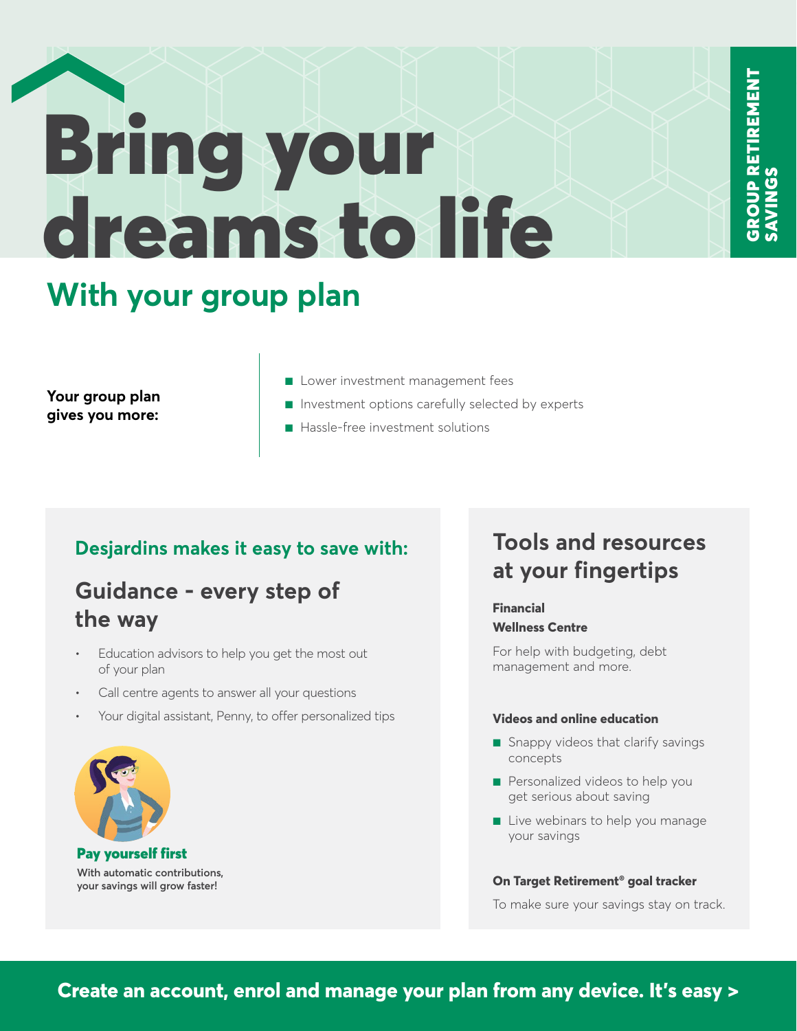GROUP RETIREMENT SAVINGS

# Bring your dreams to life

## With your group plan

**Your group plan gives you more:**

- Lower investment management fees
- Investment options carefully selected by experts
- Hassle-free investment solutions

### Desjardins makes it easy to save with:

### Guidance - every step of the way

- Education advisors to help you get the most out of your plan
- Call centre agents to answer all your questions
- Your digital assistant, Penny, to offer personalized tips

**Pay yourself first**

**With automatic contributions, your savings will grow faster!**

### Tools and resources at your fingertips

**Financial Wellness Centre**

For help with budgeting, debt management and more.

**Videos and online education**

- Snappy videos that clarify savings concepts
- Personalized videos to help you get serious about saving
- Live webinars to help you manage your savings

**On Target Retirement® goal tracker**

To make sure your savings stay on track.

**Create an account, enrol and manage your plan from any device. It's easy >**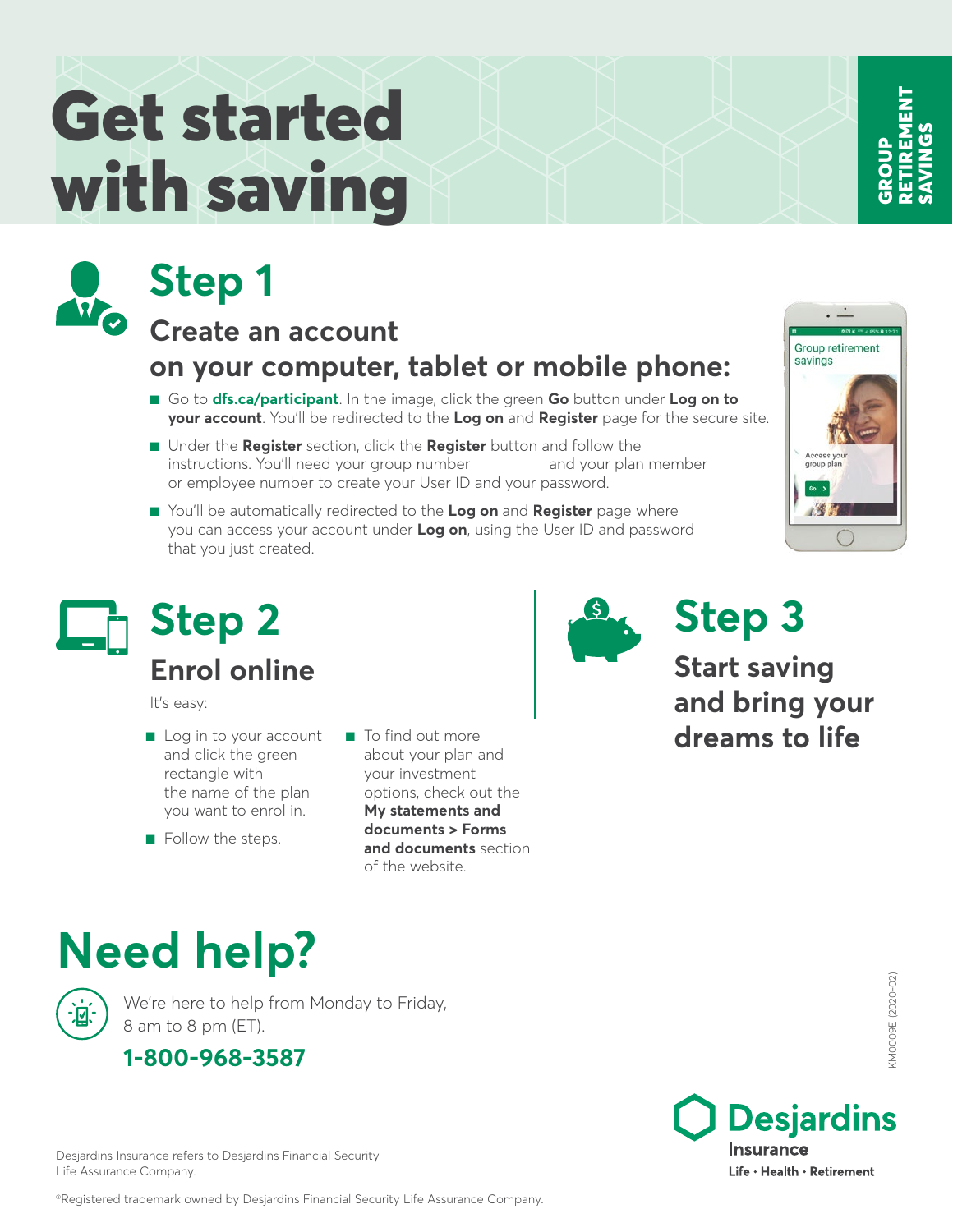# Get started with saving

GROUP RETIREMENT SAVINGS

## Step 1

### Create an account on your computer, tablet or mobile phone:

- Go to **dfs.ca/participant**. In the image, click the green **Go** button under **Log on to your account**. You'll be redirected to the **Log on** and **Register** page for the secure site.
- Under the **Register** section, click the **Register** button and follow the instructions. You'll need your group number and your plan member or employee number to create your User ID and your password.
- You'll be automatically redirected to the **Log on** and **Register** page where you can access your account under **Log on**, using the User ID and password that you just created.

## Step 2

### Enrol online

It's easy:

- Log in to your account and click the green rectangle with the name of the plan you want to enrol in.
- Follow the steps.
- To find out more about your plan and your investment options, check out the **My statements and documents > Forms and documents** section of the website.

## Step 3

### Start saving and bring your dreams to life

# Need help?

We're here to help from Monday to Friday, 8 am to 8 pm (ET).

**1-800-968-3587**

KM0009E (2020-02)

Desjardins Insurance refers to Desjardins Financial Security Life Assurance Company.

®Registered trademark owned by Desjardins Financial Security Life Assurance Company.

Desjardins Insurance
Life • Health • Retirement